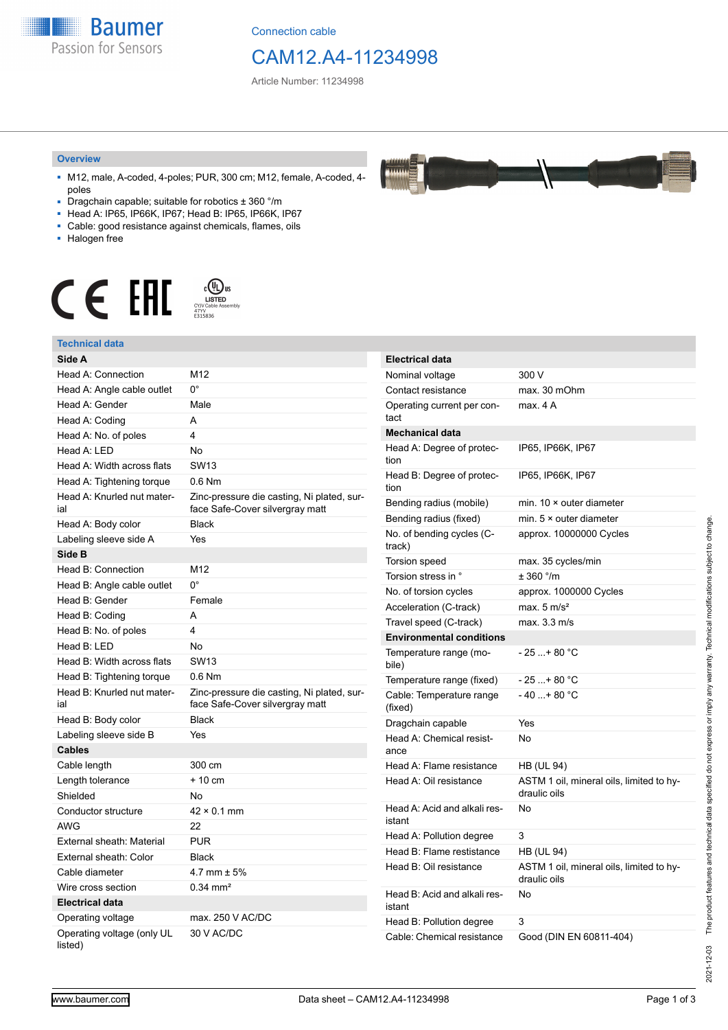Connection cable

# CAM12.A4-11234998

Article Number: 11234998

## Overview

- M12, male, A-coded, 4-poles; PUR, 300 cm; M12, female, A-coded, 4-poles
- Dragchain capable; suitable for robotics ± 360 °/m
- Head A: IP65, IP66K, IP67; Head B: IP65, IP66K, IP67
- Cable: good resistance against chemicals, flames, oils
- Halogen free

## Technical data

| Side A | |
|---|---|
| Head A: Connection | M12 |
| Head A: Angle cable outlet | 0° |
| Head A: Gender | Male |
| Head A: Coding | A |
| Head A: No. of poles | 4 |
| Head A: LED | No |
| Head A: Width across flats | SW13 |
| Head A: Tightening torque | 0.6 Nm |
| Head A: Knurled nut material | Zinc-pressure die casting, Ni plated, surface Safe-Cover silvergray matt |
| Head A: Body color | Black |
| Labeling sleeve side A | Yes |
| **Side B** | |
| Head B: Connection | M12 |
| Head B: Angle cable outlet | 0° |
| Head B: Gender | Female |
| Head B: Coding | A |
| Head B: No. of poles | 4 |
| Head B: LED | No |
| Head B: Width across flats | SW13 |
| Head B: Tightening torque | 0.6 Nm |
| Head B: Knurled nut material | Zinc-pressure die casting, Ni plated, surface Safe-Cover silvergray matt |
| Head B: Body color | Black |
| Labeling sleeve side B | Yes |
| **Cables** | |
| Cable length | 300 cm |
| Length tolerance | + 10 cm |
| Shielded | No |
| Conductor structure | 42 × 0.1 mm |
| AWG | 22 |
| External sheath: Material | PUR |
| External sheath: Color | Black |
| Cable diameter | 4.7 mm ± 5% |
| Wire cross section | 0.34 mm² |
| **Electrical data** | |
| Operating voltage | max. 250 V AC/DC |
| Operating voltage (only UL listed) | 30 V AC/DC |

| Electrical data | |
|---|---|
| Nominal voltage | 300 V |
| Contact resistance | max. 30 mOhm |
| Operating current per contact | max. 4 A |
| **Mechanical data** | |
| Head A: Degree of protection | IP65, IP66K, IP67 |
| Head B: Degree of protection | IP65, IP66K, IP67 |
| Bending radius (mobile) | min. 10 × outer diameter |
| Bending radius (fixed) | min. 5 × outer diameter |
| No. of bending cycles (C-track) | approx. 10000000 Cycles |
| Torsion speed | max. 35 cycles/min |
| Torsion stress in ° | ± 360 °/m |
| No. of torsion cycles | approx. 1000000 Cycles |
| Acceleration (C-track) | max. 5 m/s² |
| Travel speed (C-track) | max. 3.3 m/s |
| **Environmental conditions** | |
| Temperature range (mobile) | - 25 ...+ 80 °C |
| Temperature range (fixed) | - 25 ...+ 80 °C |
| Cable: Temperature range (fixed) | - 40 ...+ 80 °C |
| Dragchain capable | Yes |
| Head A: Chemical resistance | No |
| Head A: Flame resistance | HB (UL 94) |
| Head A: Oil resistance | ASTM 1 oil, mineral oils, limited to hydraulic oils |
| Head A: Acid and alkali resistant | No |
| Head A: Pollution degree | 3 |
| Head B: Flame resistance | HB (UL 94) |
| Head B: Oil resistance | ASTM 1 oil, mineral oils, limited to hydraulic oils |
| Head B: Acid and alkali resistant | No |
| Head B: Pollution degree | 3 |
| Cable: Chemical resistance | Good (DIN EN 60811-404) |

2021-12-03 The product features and technical data specified do not express or imply any warranty. Technical modifications subject to change.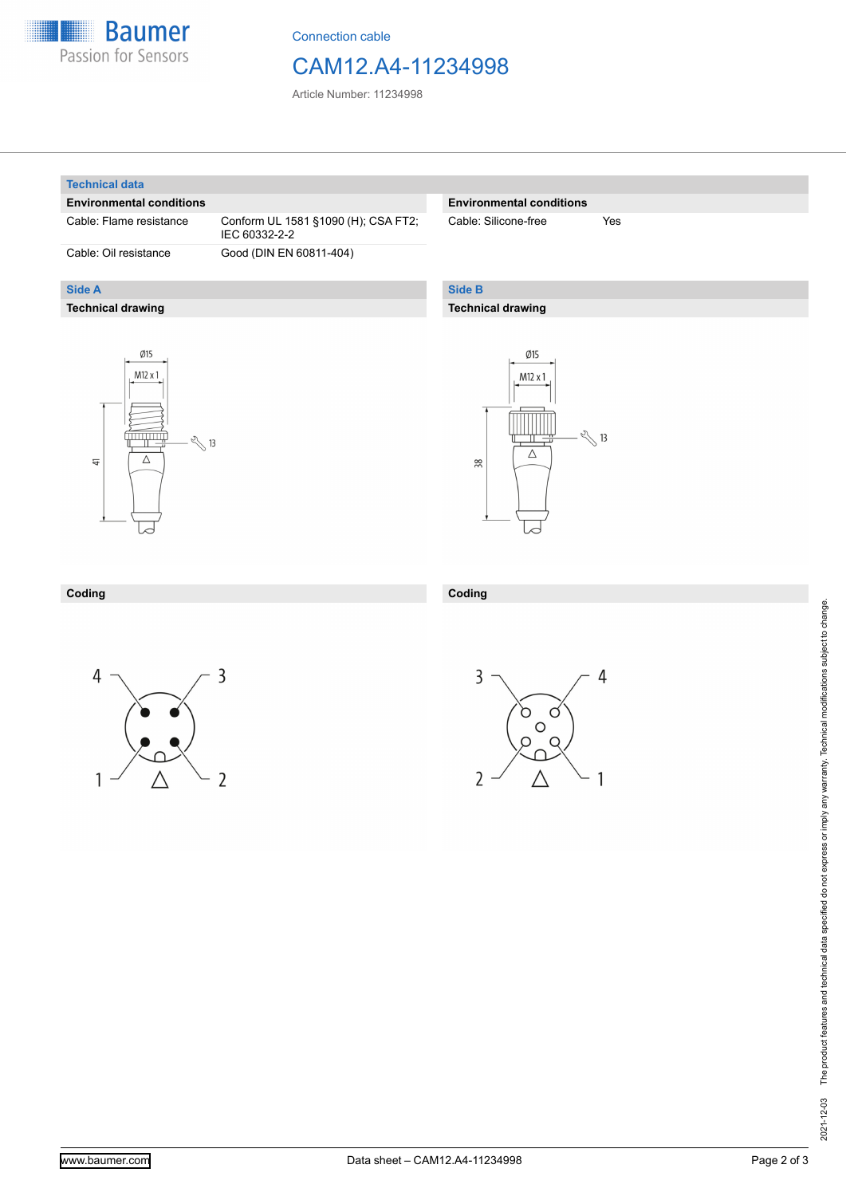Connection cable

# CAM12.A4-11234998

Article Number: 11234998

## Technical data

### Environmental conditions

| Cable: Flame resistance | Conform UL 1581 §1090 (H); CSA FT2; IEC 60332-2-2 |
|---|---|
| Cable: Oil resistance | Good (DIN EN 60811-404) |

### Environmental conditions

| Cable: Silicone-free | Yes |
|---|---|

## Side A

### Technical drawing

Ø15

M12 x 1

13

41

### Coding

4 3

1 2

## Side B

### Technical drawing

Ø15

M12 x 1

13

38

### Coding

3 4

2 1

The product features and technical data specified do not express or imply any warranty. Technical modifications subject to change.

2021-12-03

www.baumer.com

Data sheet – CAM12.A4-11234998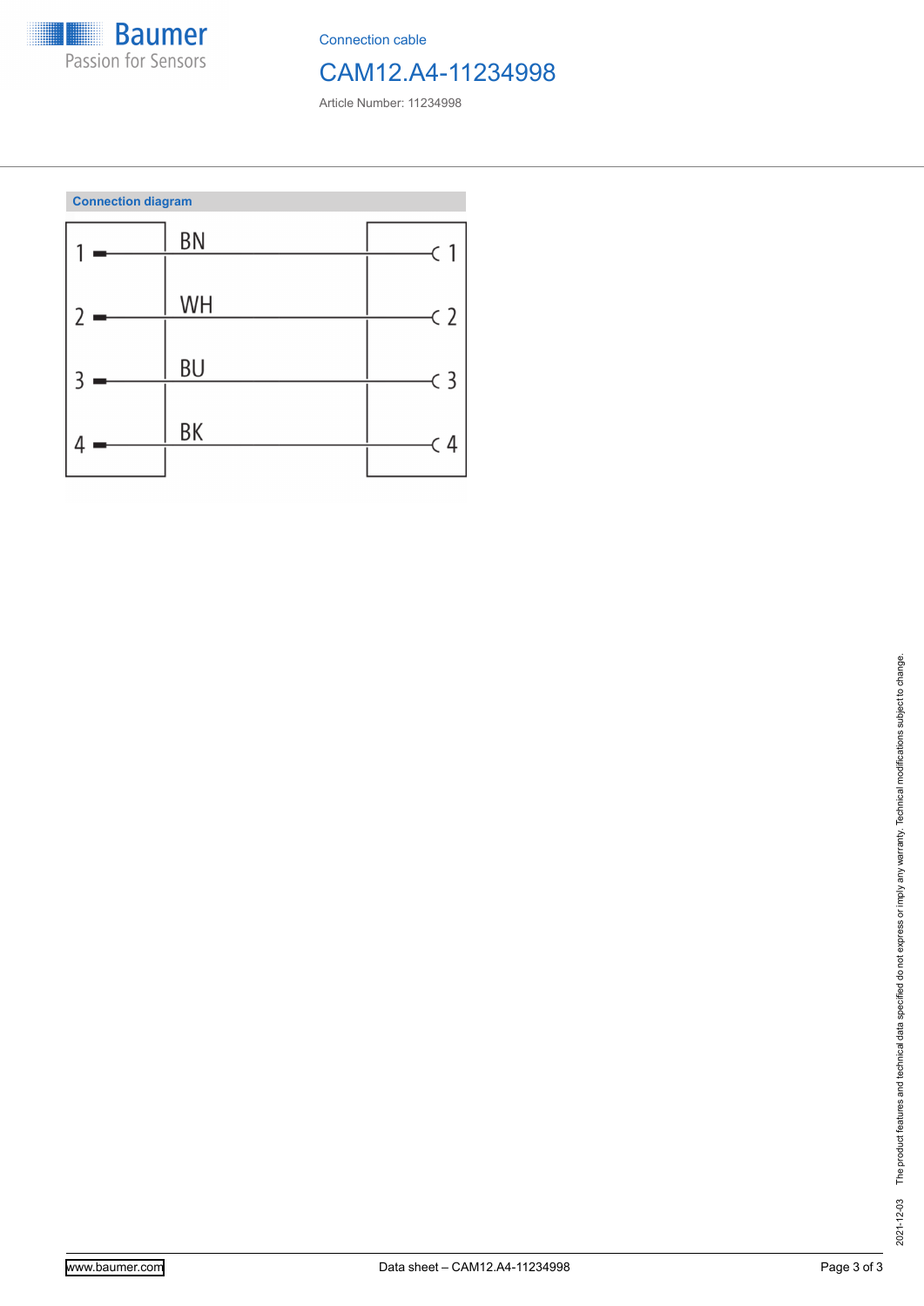Connection cable

# CAM12.A4-11234998

Article Number: 11234998

## Connection diagram

1 BN 1

2 WH 2

3 BU 3

4 BK 4

2021-12-03 The product features and technical data specified do not express or imply any warranty. Technical modifications subject to change.

www.baumer.com

Data sheet – CAM12.A4-11234998